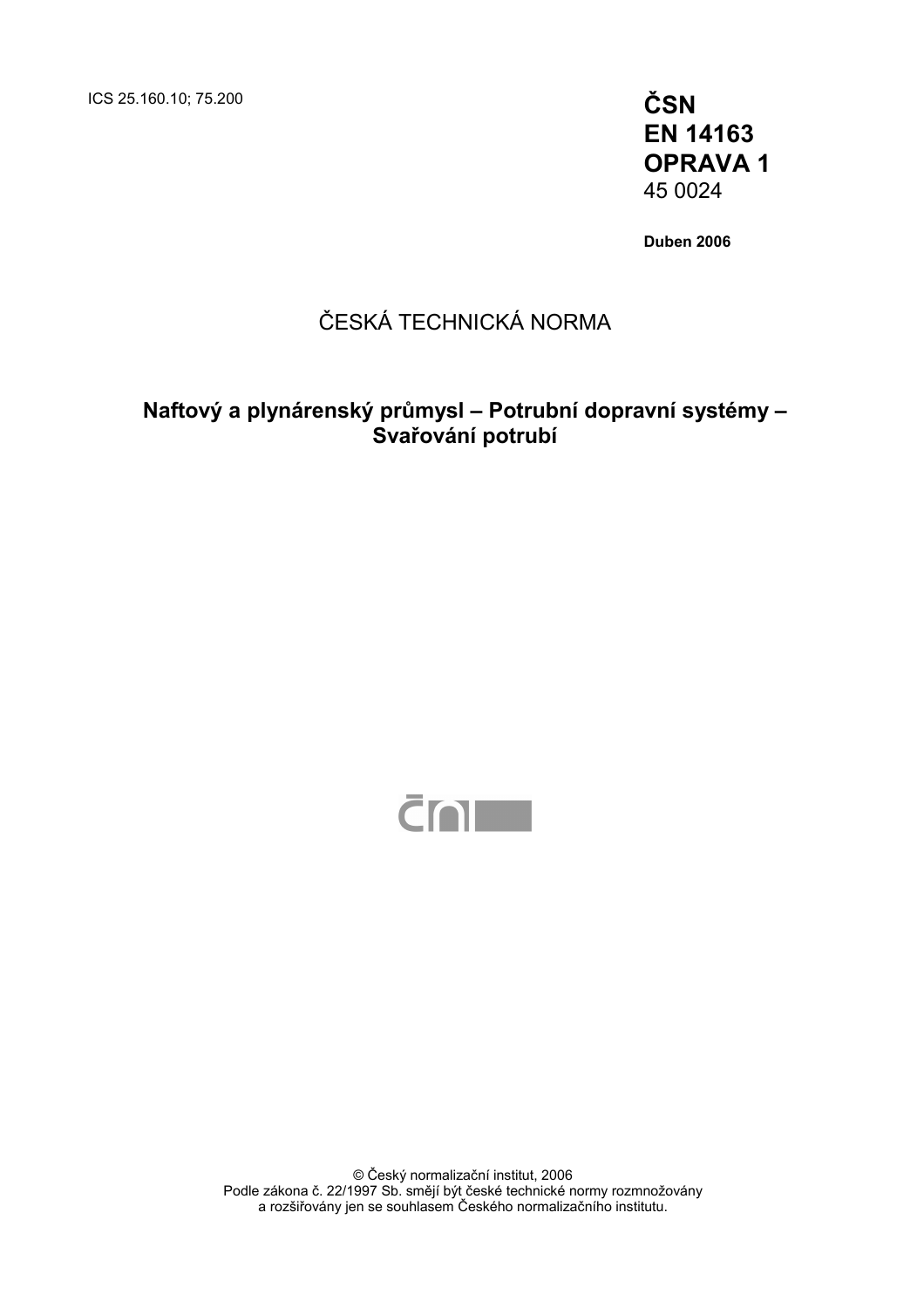ICS 25.160.10; 75.200

**ČSN**
**EN 14163**
**OPRAVA 1**
45 0024

**Duben 2006**

ČESKÁ TECHNICKÁ NORMA

# Naftový a plynárenský průmysl – Potrubní dopravní systémy – Svařování potrubí

© Český normalizační institut, 2006
Podle zákona č. 22/1997 Sb. smějí být české technické normy rozmnožovány a rozšiřovány jen se souhlasem Českého normalizačního institutu.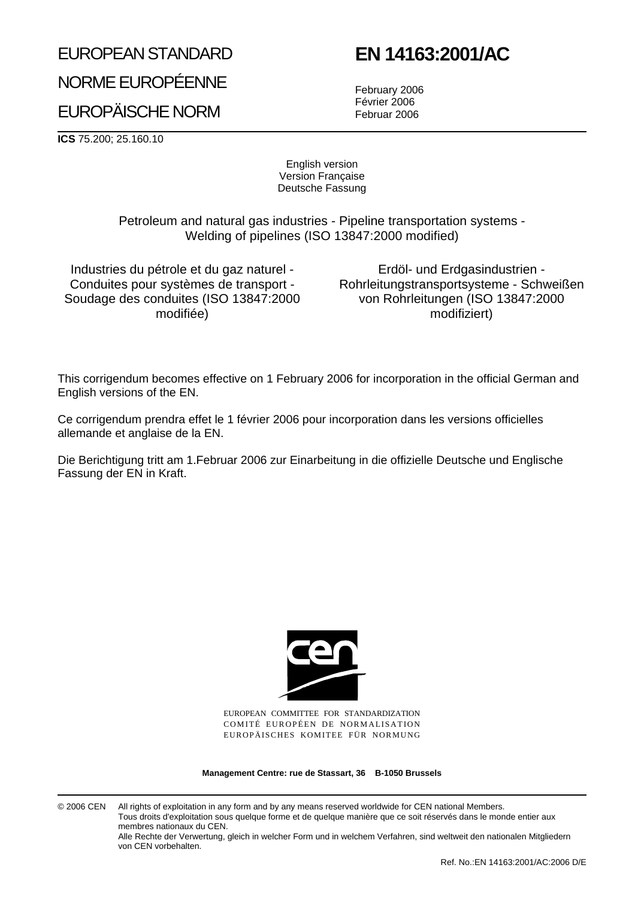EUROPEAN STANDARD

NORME EUROPÉENNE

EUROPÄISCHE NORM

# EN 14163:2001/AC

February 2006
Février 2006
Februar 2006

**ICS** 75.200; 25.160.10

English version
Version Française
Deutsche Fassung

Petroleum and natural gas industries - Pipeline transportation systems - Welding of pipelines (ISO 13847:2000 modified)

Industries du pétrole et du gaz naturel - Conduites pour systèmes de transport - Soudage des conduites (ISO 13847:2000 modifiée)

Erdöl- und Erdgasindustrien - Rohrleitungstransportsysteme - Schweißen von Rohrleitungen (ISO 13847:2000 modifiziert)

This corrigendum becomes effective on 1 February 2006 for incorporation in the official German and English versions of the EN.

Ce corrigendum prendra effet le 1 février 2006 pour incorporation dans les versions officielles allemande et anglaise de la EN.

Die Berichtigung tritt am 1.Februar 2006 zur Einarbeitung in die offizielle Deutsche und Englische Fassung der EN in Kraft.

EUROPEAN COMMITTEE FOR STANDARDIZATION
COMITÉ EUROPÉEN DE NORMALISATION
EUROPÄISCHES KOMITEE FÜR NORMUNG

**Management Centre: rue de Stassart, 36 B-1050 Brussels**

© 2006 CEN All rights of exploitation in any form and by any means reserved worldwide for CEN national Members.
Tous droits d'exploitation sous quelque forme et de quelque manière que ce soit réservés dans le monde entier aux membres nationaux du CEN.
Alle Rechte der Verwertung, gleich in welcher Form und in welchem Verfahren, sind weltweit den nationalen Mitgliedern von CEN vorbehalten.

Ref. No.:EN 14163:2001/AC:2006 D/E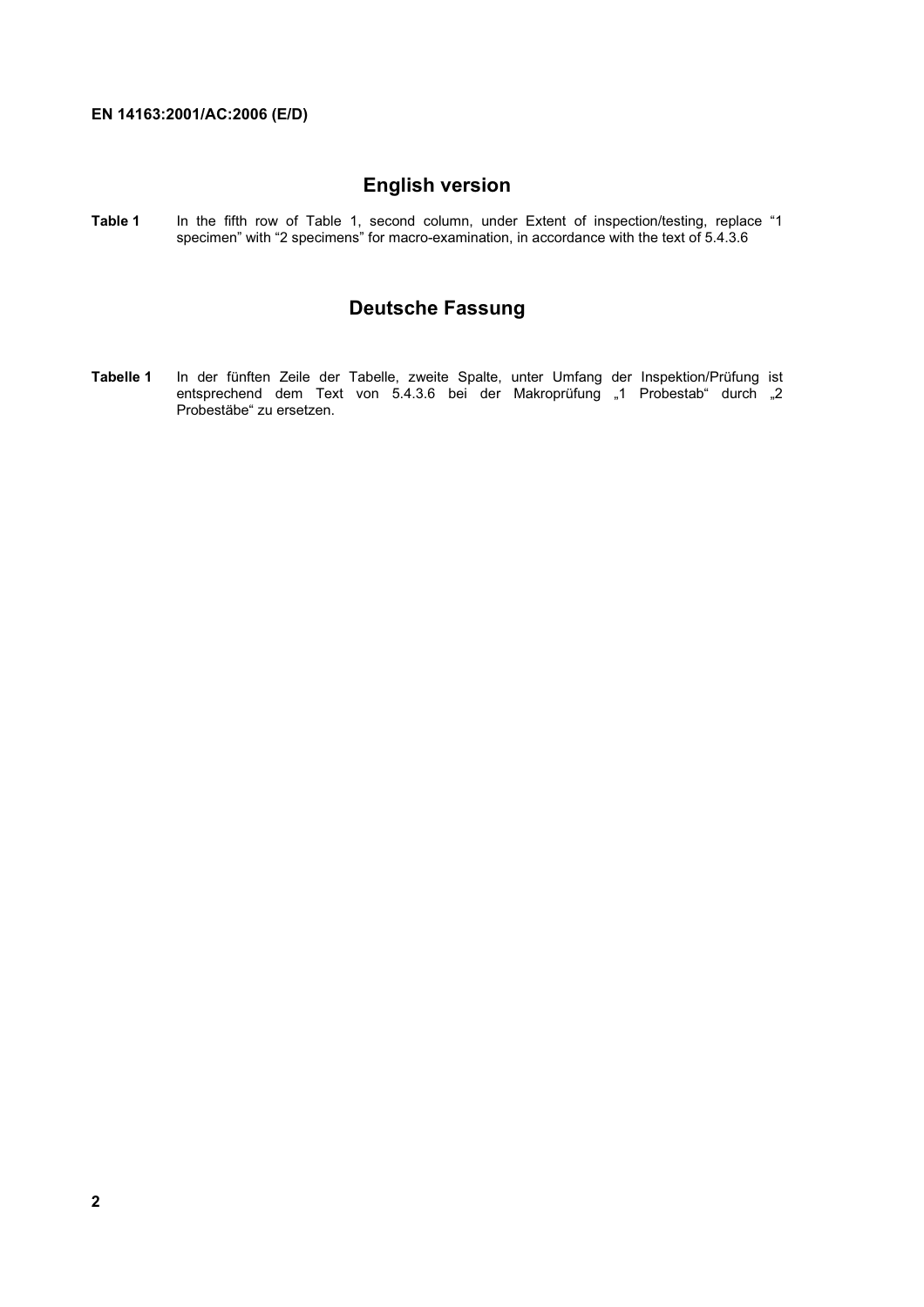## English version

**Table 1** In the fifth row of Table 1, second column, under Extent of inspection/testing, replace “1 specimen” with “2 specimens” for macro-examination, in accordance with the text of 5.4.3.6

## Deutsche Fassung

**Tabelle 1** In der fünften Zeile der Tabelle, zweite Spalte, unter Umfang der Inspektion/Prüfung ist entsprechend dem Text von 5.4.3.6 bei der Makroprüfung „1 Probestab“ durch „2 Probestäbe“ zu ersetzen.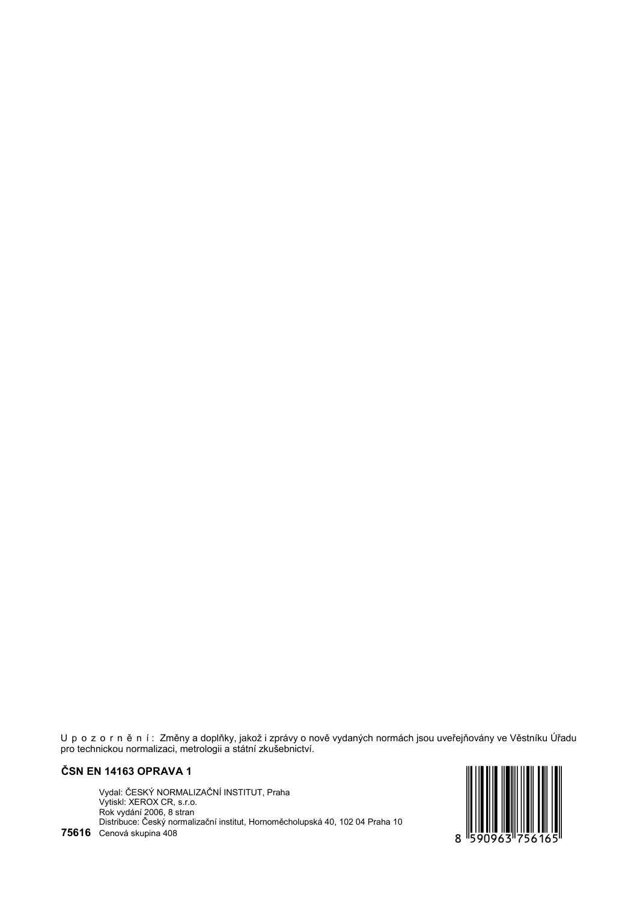U p o z o r n ě n í : Změny a doplňky, jakož i zprávy o nově vydaných normách jsou uveřejňovány ve Věstníku Úřadu pro technickou normalizaci, metrologii a státní zkušebnictví.

**ČSN EN 14163 OPRAVA 1**

Vydal: ČESKÝ NORMALIZAČNÍ INSTITUT, Praha
Vytiskl: XEROX CR, s.r.o.
Rok vydání 2006, 8 stran
Distribuce: Český normalizační institut, Hornoměcholupská 40, 102 04 Praha 10

**75616** Cenová skupina 408

8 590963 756165